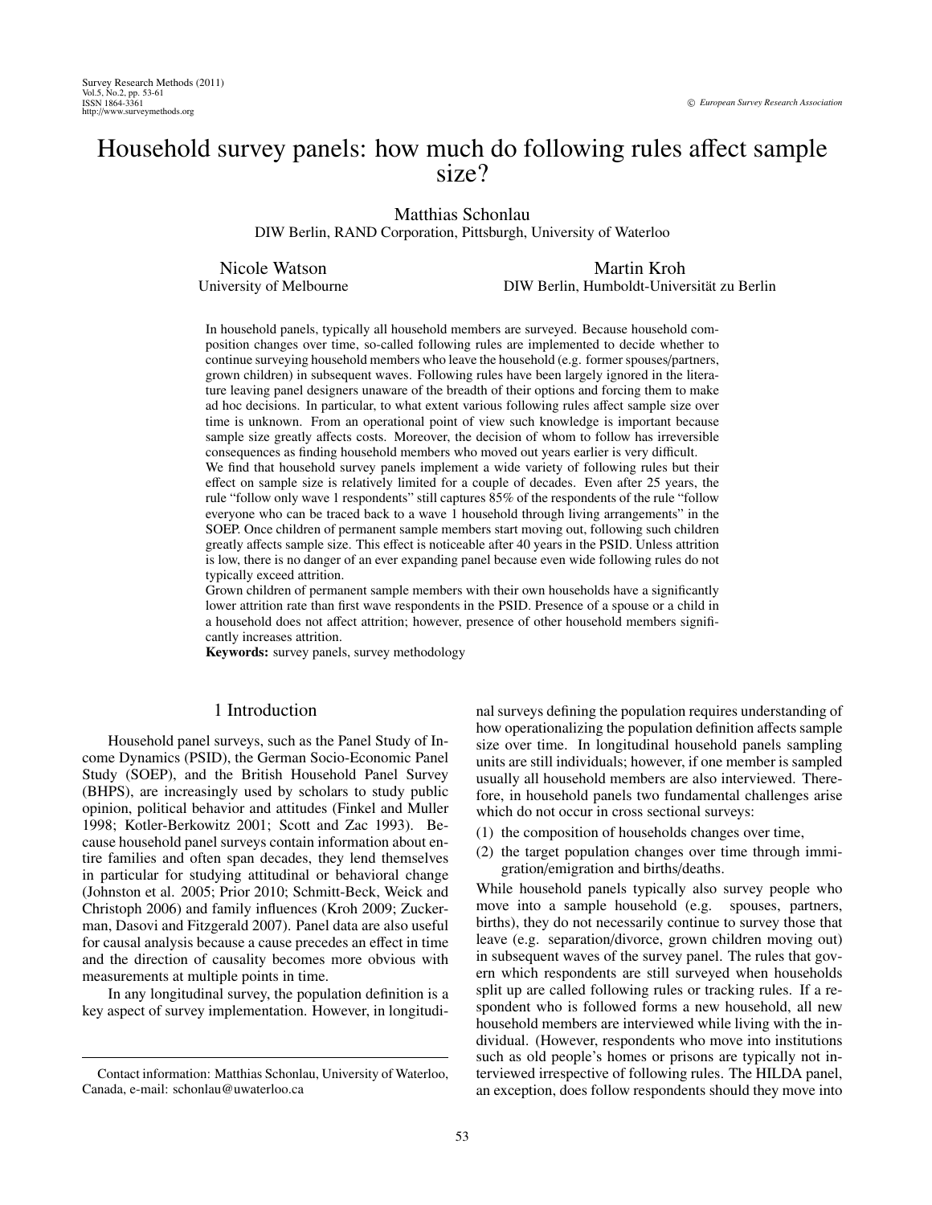# Household survey panels: how much do following rules affect sample size?

Matthias Schonlau
DIW Berlin, RAND Corporation, Pittsburgh, University of Waterloo

Nicole Watson
University of Melbourne

Martin Kroh
DIW Berlin, Humboldt-Universität zu Berlin

In household panels, typically all household members are surveyed. Because household composition changes over time, so-called following rules are implemented to decide whether to continue surveying household members who leave the household (e.g. former spouses/partners, grown children) in subsequent waves. Following rules have been largely ignored in the literature leaving panel designers unaware of the breadth of their options and forcing them to make ad hoc decisions. In particular, to what extent various following rules affect sample size over time is unknown. From an operational point of view such knowledge is important because sample size greatly affects costs. Moreover, the decision of whom to follow has irreversible consequences as finding household members who moved out years earlier is very difficult.

We find that household survey panels implement a wide variety of following rules but their effect on sample size is relatively limited for a couple of decades. Even after 25 years, the rule "follow only wave 1 respondents" still captures 85% of the respondents of the rule "follow everyone who can be traced back to a wave 1 household through living arrangements" in the SOEP. Once children of permanent sample members start moving out, following such children greatly affects sample size. This effect is noticeable after 40 years in the PSID. Unless attrition is low, there is no danger of an ever expanding panel because even wide following rules do not typically exceed attrition.

Grown children of permanent sample members with their own households have a significantly lower attrition rate than first wave respondents in the PSID. Presence of a spouse or a child in a household does not affect attrition; however, presence of other household members significantly increases attrition.

**Keywords:** survey panels, survey methodology

## 1 Introduction

Household panel surveys, such as the Panel Study of Income Dynamics (PSID), the German Socio-Economic Panel Study (SOEP), and the British Household Panel Survey (BHPS), are increasingly used by scholars to study public opinion, political behavior and attitudes (Finkel and Muller 1998; Kotler-Berkowitz 2001; Scott and Zac 1993). Because household panel surveys contain information about entire families and often span decades, they lend themselves in particular for studying attitudinal or behavioral change (Johnston et al. 2005; Prior 2010; Schmitt-Beck, Weick and Christoph 2006) and family influences (Kroh 2009; Zuckerman, Dasovi and Fitzgerald 2007). Panel data are also useful for causal analysis because a cause precedes an effect in time and the direction of causality becomes more obvious with measurements at multiple points in time.

In any longitudinal survey, the population definition is a key aspect of survey implementation. However, in longitudinal surveys defining the population requires understanding of how operationalizing the population definition affects sample size over time. In longitudinal household panels sampling units are still individuals; however, if one member is sampled usually all household members are also interviewed. Therefore, in household panels two fundamental challenges arise which do not occur in cross sectional surveys:

(1) the composition of households changes over time,
(2) the target population changes over time through immigration/emigration and births/deaths.

While household panels typically also survey people who move into a sample household (e.g. spouses, partners, births), they do not necessarily continue to survey those that leave (e.g. separation/divorce, grown children moving out) in subsequent waves of the survey panel. The rules that govern which respondents are still surveyed when households split up are called following rules or tracking rules. If a respondent who is followed forms a new household, all new household members are interviewed while living with the individual. (However, respondents who move into institutions such as old people's homes or prisons are typically not interviewed irrespective of following rules. The HILDA panel, an exception, does follow respondents should they move into

Contact information: Matthias Schonlau, University of Waterloo, Canada, e-mail: schonlau@uwaterloo.ca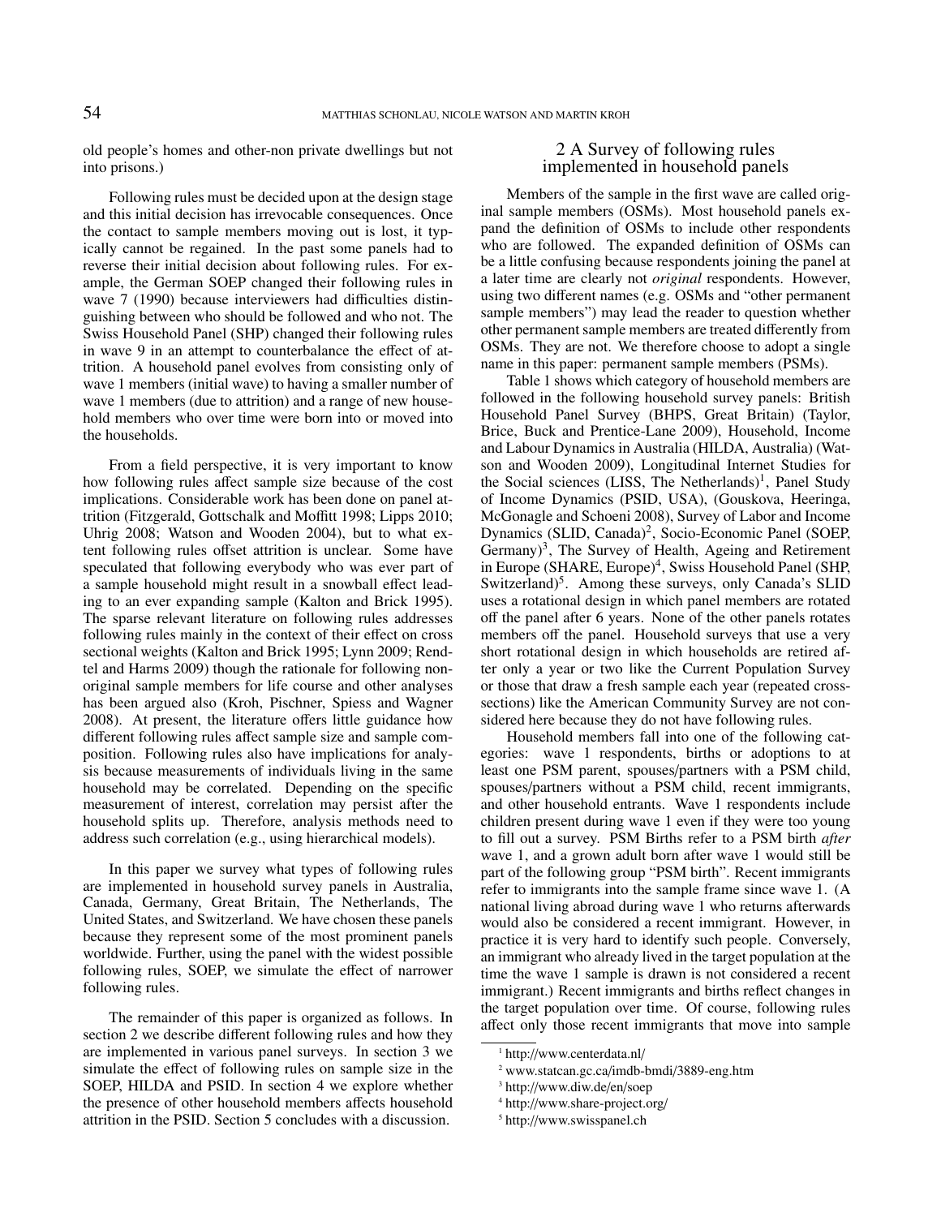old people's homes and other-non private dwellings but not into prisons.)

Following rules must be decided upon at the design stage and this initial decision has irrevocable consequences. Once the contact to sample members moving out is lost, it typically cannot be regained. In the past some panels had to reverse their initial decision about following rules. For example, the German SOEP changed their following rules in wave 7 (1990) because interviewers had difficulties distinguishing between who should be followed and who not. The Swiss Household Panel (SHP) changed their following rules in wave 9 in an attempt to counterbalance the effect of attrition. A household panel evolves from consisting only of wave 1 members (initial wave) to having a smaller number of wave 1 members (due to attrition) and a range of new household members who over time were born into or moved into the households.

From a field perspective, it is very important to know how following rules affect sample size because of the cost implications. Considerable work has been done on panel attrition (Fitzgerald, Gottschalk and Moffitt 1998; Lipps 2010; Uhrig 2008; Watson and Wooden 2004), but to what extent following rules offset attrition is unclear. Some have speculated that following everybody who was ever part of a sample household might result in a snowball effect leading to an ever expanding sample (Kalton and Brick 1995). The sparse relevant literature on following rules addresses following rules mainly in the context of their effect on cross sectional weights (Kalton and Brick 1995; Lynn 2009; Rendtel and Harms 2009) though the rationale for following non-original sample members for life course and other analyses has been argued also (Kroh, Pischner, Spiess and Wagner 2008). At present, the literature offers little guidance how different following rules affect sample size and sample composition. Following rules also have implications for analysis because measurements of individuals living in the same household may be correlated. Depending on the specific measurement of interest, correlation may persist after the household splits up. Therefore, analysis methods need to address such correlation (e.g., using hierarchical models).

In this paper we survey what types of following rules are implemented in household survey panels in Australia, Canada, Germany, Great Britain, The Netherlands, The United States, and Switzerland. We have chosen these panels because they represent some of the most prominent panels worldwide. Further, using the panel with the widest possible following rules, SOEP, we simulate the effect of narrower following rules.

The remainder of this paper is organized as follows. In section 2 we describe different following rules and how they are implemented in various panel surveys. In section 3 we simulate the effect of following rules on sample size in the SOEP, HILDA and PSID. In section 4 we explore whether the presence of other household members affects household attrition in the PSID. Section 5 concludes with a discussion.

## 2 A Survey of following rules implemented in household panels

Members of the sample in the first wave are called original sample members (OSMs). Most household panels expand the definition of OSMs to include other respondents who are followed. The expanded definition of OSMs can be a little confusing because respondents joining the panel at a later time are clearly not *original* respondents. However, using two different names (e.g. OSMs and "other permanent sample members") may lead the reader to question whether other permanent sample members are treated differently from OSMs. They are not. We therefore choose to adopt a single name in this paper: permanent sample members (PSMs).

Table 1 shows which category of household members are followed in the following household survey panels: British Household Panel Survey (BHPS, Great Britain) (Taylor, Brice, Buck and Prentice-Lane 2009), Household, Income and Labour Dynamics in Australia (HILDA, Australia) (Watson and Wooden 2009), Longitudinal Internet Studies for the Social sciences (LISS, The Netherlands)[1], Panel Study of Income Dynamics (PSID, USA), (Gouskova, Heeringa, McGonagle and Schoeni 2008), Survey of Labor and Income Dynamics (SLID, Canada)[2], Socio-Economic Panel (SOEP, Germany)[3], The Survey of Health, Ageing and Retirement in Europe (SHARE, Europe)[4], Swiss Household Panel (SHP, Switzerland)[5]. Among these surveys, only Canada's SLID uses a rotational design in which panel members are rotated off the panel after 6 years. None of the other panels rotates members off the panel. Household surveys that use a very short rotational design in which households are retired after only a year or two like the Current Population Survey or those that draw a fresh sample each year (repeated cross-sections) like the American Community Survey are not considered here because they do not have following rules.

Household members fall into one of the following categories: wave 1 respondents, births or adoptions to at least one PSM parent, spouses/partners with a PSM child, spouses/partners without a PSM child, recent immigrants, and other household entrants. Wave 1 respondents include children present during wave 1 even if they were too young to fill out a survey. PSM Births refer to a PSM birth *after* wave 1, and a grown adult born after wave 1 would still be part of the following group "PSM birth". Recent immigrants refer to immigrants into the sample frame since wave 1. (A national living abroad during wave 1 who returns afterwards would also be considered a recent immigrant. However, in practice it is very hard to identify such people. Conversely, an immigrant who already lived in the target population at the time the wave 1 sample is drawn is not considered a recent immigrant.) Recent immigrants and births reflect changes in the target population over time. Of course, following rules affect only those recent immigrants that move into sample

[1] http://www.centerdata.nl/

[2] www.statcan.gc.ca/imdb-bmdi/3889-eng.htm

[3] http://www.diw.de/en/soep

[4] http://www.share-project.org/

[5] http://www.swisspanel.ch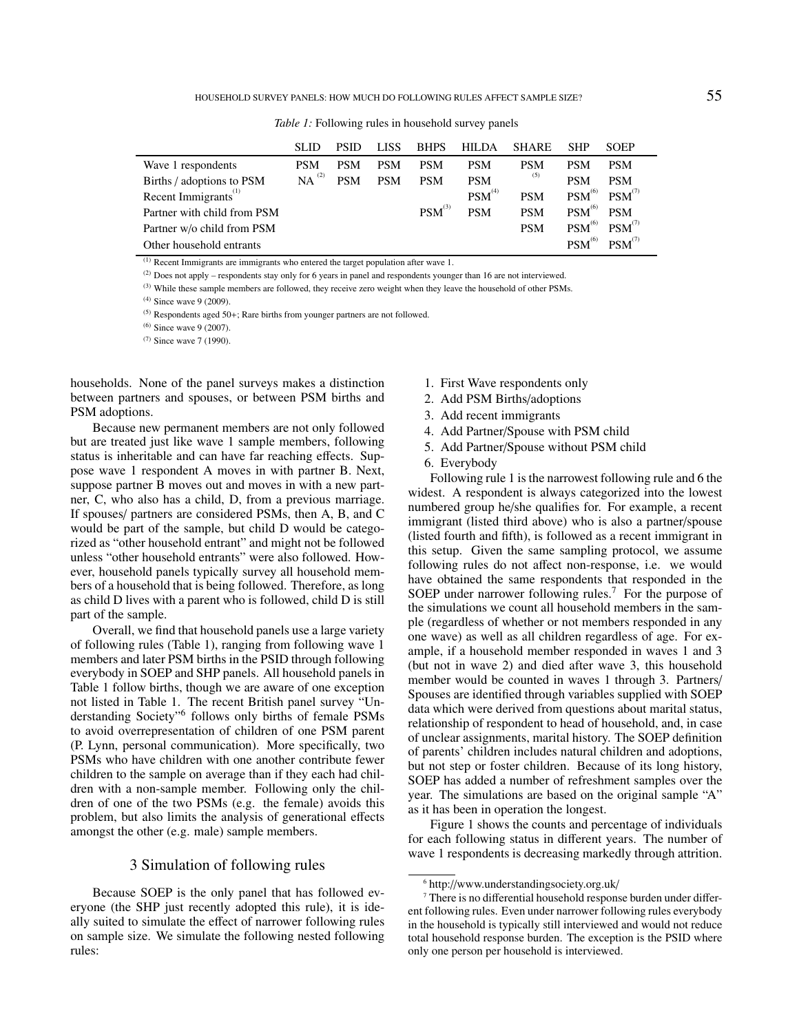*Table 1:* Following rules in household survey panels

| | SLID | PSID | LISS | BHPS | HILDA | SHARE | SHP | SOEP |
|---|---|---|---|---|---|---|---|---|
| Wave 1 respondents | PSM | PSM | PSM | PSM | PSM | PSM | PSM | PSM |
| Births / adoptions to PSM | NA [(2)] | PSM | PSM | PSM | PSM | [(5)] | PSM | PSM |
| Recent Immigrants[(1)] | | | | | PSM[(4)] | PSM | PSM[(6)] | PSM[(7)] |
| Partner with child from PSM | | | | PSM[(3)] | PSM | PSM | PSM[(6)] | PSM |
| Partner w/o child from PSM | | | | | | PSM | PSM[(6)] | PSM[(7)] |
| Other household entrants | | | | | | | PSM[(6)] | PSM[(7)] |

(1) Recent Immigrants are immigrants who entered the target population after wave 1.

(2) Does not apply – respondents stay only for 6 years in panel and respondents younger than 16 are not interviewed.

(3) While these sample members are followed, they receive zero weight when they leave the household of other PSMs.

(4) Since wave 9 (2009).

(5) Respondents aged 50+; Rare births from younger partners are not followed.

(6) Since wave 9 (2007).

(7) Since wave 7 (1990).

households. None of the panel surveys makes a distinction between partners and spouses, or between PSM births and PSM adoptions.

Because new permanent members are not only followed but are treated just like wave 1 sample members, following status is inheritable and can have far reaching effects. Suppose wave 1 respondent A moves in with partner B. Next, suppose partner B moves out and moves in with a new partner, C, who also has a child, D, from a previous marriage. If spouses/ partners are considered PSMs, then A, B, and C would be part of the sample, but child D would be categorized as "other household entrant" and might not be followed unless "other household entrants" were also followed. However, household panels typically survey all household members of a household that is being followed. Therefore, as long as child D lives with a parent who is followed, child D is still part of the sample.

Overall, we find that household panels use a large variety of following rules (Table 1), ranging from following wave 1 members and later PSM births in the PSID through following everybody in SOEP and SHP panels. All household panels in Table 1 follow births, though we are aware of one exception not listed in Table 1. The recent British panel survey "Understanding Society"[6] follows only births of female PSMs to avoid overrepresentation of children of one PSM parent (P. Lynn, personal communication). More specifically, two PSMs who have children with one another contribute fewer children to the sample on average than if they each had children with a non-sample member. Following only the children of one of the two PSMs (e.g. the female) avoids this problem, but also limits the analysis of generational effects amongst the other (e.g. male) sample members.

## 3 Simulation of following rules

Because SOEP is the only panel that has followed everyone (the SHP just recently adopted this rule), it is ideally suited to simulate the effect of narrower following rules on sample size. We simulate the following nested following rules:

1. First Wave respondents only
2. Add PSM Births/adoptions
3. Add recent immigrants
4. Add Partner/Spouse with PSM child
5. Add Partner/Spouse without PSM child
6. Everybody

Following rule 1 is the narrowest following rule and 6 the widest. A respondent is always categorized into the lowest numbered group he/she qualifies for. For example, a recent immigrant (listed third above) who is also a partner/spouse (listed fourth and fifth), is followed as a recent immigrant in this setup. Given the same sampling protocol, we assume following rules do not affect non-response, i.e. we would have obtained the same respondents that responded in the SOEP under narrower following rules.[7] For the purpose of the simulations we count all household members in the sample (regardless of whether or not members responded in any one wave) as well as all children regardless of age. For example, if a household member responded in waves 1 and 3 (but not in wave 2) and died after wave 3, this household member would be counted in waves 1 through 3. Partners/ Spouses are identified through variables supplied with SOEP data which were derived from questions about marital status, relationship of respondent to head of household, and, in case of unclear assignments, marital history. The SOEP definition of parents' children includes natural children and adoptions, but not step or foster children. Because of its long history, SOEP has added a number of refreshment samples over the year. The simulations are based on the original sample "A" as it has been in operation the longest.

Figure 1 shows the counts and percentage of individuals for each following status in different years. The number of wave 1 respondents is decreasing markedly through attrition.

[6] http://www.understandingsociety.org.uk/

[7] There is no differential household response burden under different following rules. Even under narrower following rules everybody in the household is typically still interviewed and would not reduce total household response burden. The exception is the PSID where only one person per household is interviewed.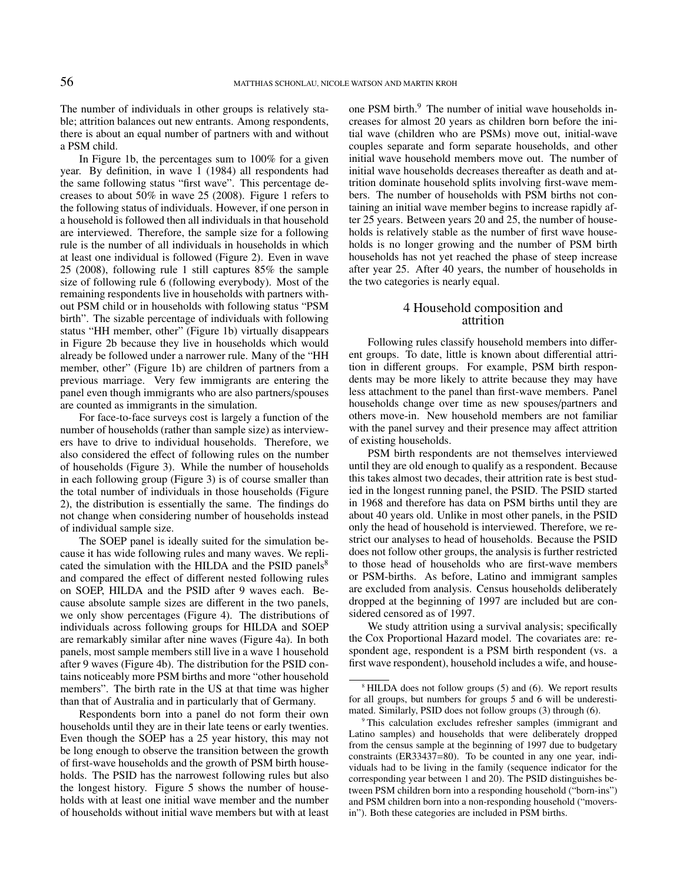The number of individuals in other groups is relatively stable; attrition balances out new entrants. Among respondents, there is about an equal number of partners with and without a PSM child.

In Figure 1b, the percentages sum to 100% for a given year. By definition, in wave 1 (1984) all respondents had the same following status "first wave". This percentage decreases to about 50% in wave 25 (2008). Figure 1 refers to the following status of individuals. However, if one person in a household is followed then all individuals in that household are interviewed. Therefore, the sample size for a following rule is the number of all individuals in households in which at least one individual is followed (Figure 2). Even in wave 25 (2008), following rule 1 still captures 85% the sample size of following rule 6 (following everybody). Most of the remaining respondents live in households with partners without PSM child or in households with following status "PSM birth". The sizable percentage of individuals with following status "HH member, other" (Figure 1b) virtually disappears in Figure 2b because they live in households which would already be followed under a narrower rule. Many of the "HH member, other" (Figure 1b) are children of partners from a previous marriage. Very few immigrants are entering the panel even though immigrants who are also partners/spouses are counted as immigrants in the simulation.

For face-to-face surveys cost is largely a function of the number of households (rather than sample size) as interviewers have to drive to individual households. Therefore, we also considered the effect of following rules on the number of households (Figure 3). While the number of households in each following group (Figure 3) is of course smaller than the total number of individuals in those households (Figure 2), the distribution is essentially the same. The findings do not change when considering number of households instead of individual sample size.

The SOEP panel is ideally suited for the simulation because it has wide following rules and many waves. We replicated the simulation with the HILDA and the PSID panels[8] and compared the effect of different nested following rules on SOEP, HILDA and the PSID after 9 waves each. Because absolute sample sizes are different in the two panels, we only show percentages (Figure 4). The distributions of individuals across following groups for HILDA and SOEP are remarkably similar after nine waves (Figure 4a). In both panels, most sample members still live in a wave 1 household after 9 waves (Figure 4b). The distribution for the PSID contains noticeably more PSM births and more "other household members". The birth rate in the US at that time was higher than that of Australia and in particularly that of Germany.

Respondents born into a panel do not form their own households until they are in their late teens or early twenties. Even though the SOEP has a 25 year history, this may not be long enough to observe the transition between the growth of first-wave households and the growth of PSM birth households. The PSID has the narrowest following rules but also the longest history. Figure 5 shows the number of households with at least one initial wave member and the number of households without initial wave members but with at least one PSM birth.[9] The number of initial wave households increases for almost 20 years as children born before the initial wave (children who are PSMs) move out, initial-wave couples separate and form separate households, and other initial wave household members move out. The number of initial wave households decreases thereafter as death and attrition dominate household splits involving first-wave members. The number of households with PSM births not containing an initial wave member begins to increase rapidly after 25 years. Between years 20 and 25, the number of households is relatively stable as the number of first wave households is no longer growing and the number of PSM birth households has not yet reached the phase of steep increase after year 25. After 40 years, the number of households in the two categories is nearly equal.

## 4 Household composition and attrition

Following rules classify household members into different groups. To date, little is known about differential attrition in different groups. For example, PSM birth respondents may be more likely to attrite because they may have less attachment to the panel than first-wave members. Panel households change over time as new spouses/partners and others move-in. New household members are not familiar with the panel survey and their presence may affect attrition of existing households.

PSM birth respondents are not themselves interviewed until they are old enough to qualify as a respondent. Because this takes almost two decades, their attrition rate is best studied in the longest running panel, the PSID. The PSID started in 1968 and therefore has data on PSM births until they are about 40 years old. Unlike in most other panels, in the PSID only the head of household is interviewed. Therefore, we restrict our analyses to head of households. Because the PSID does not follow other groups, the analysis is further restricted to those head of households who are first-wave members or PSM-births. As before, Latino and immigrant samples are excluded from analysis. Census households deliberately dropped at the beginning of 1997 are included but are considered censored as of 1997.

We study attrition using a survival analysis; specifically the Cox Proportional Hazard model. The covariates are: respondent age, respondent is a PSM birth respondent (vs. a first wave respondent), household includes a wife, and house-

[8] HILDA does not follow groups (5) and (6). We report results for all groups, but numbers for groups 5 and 6 will be underestimated. Similarly, PSID does not follow groups (3) through (6).

[9] This calculation excludes refresher samples (immigrant and Latino samples) and households that were deliberately dropped from the census sample at the beginning of 1997 due to budgetary constraints (ER33437=80). To be counted in any one year, individuals had to be living in the family (sequence indicator for the corresponding year between 1 and 20). The PSID distinguishes between PSM children born into a responding household ("born-ins") and PSM children born into a non-responding household ("movers-in"). Both these categories are included in PSM births.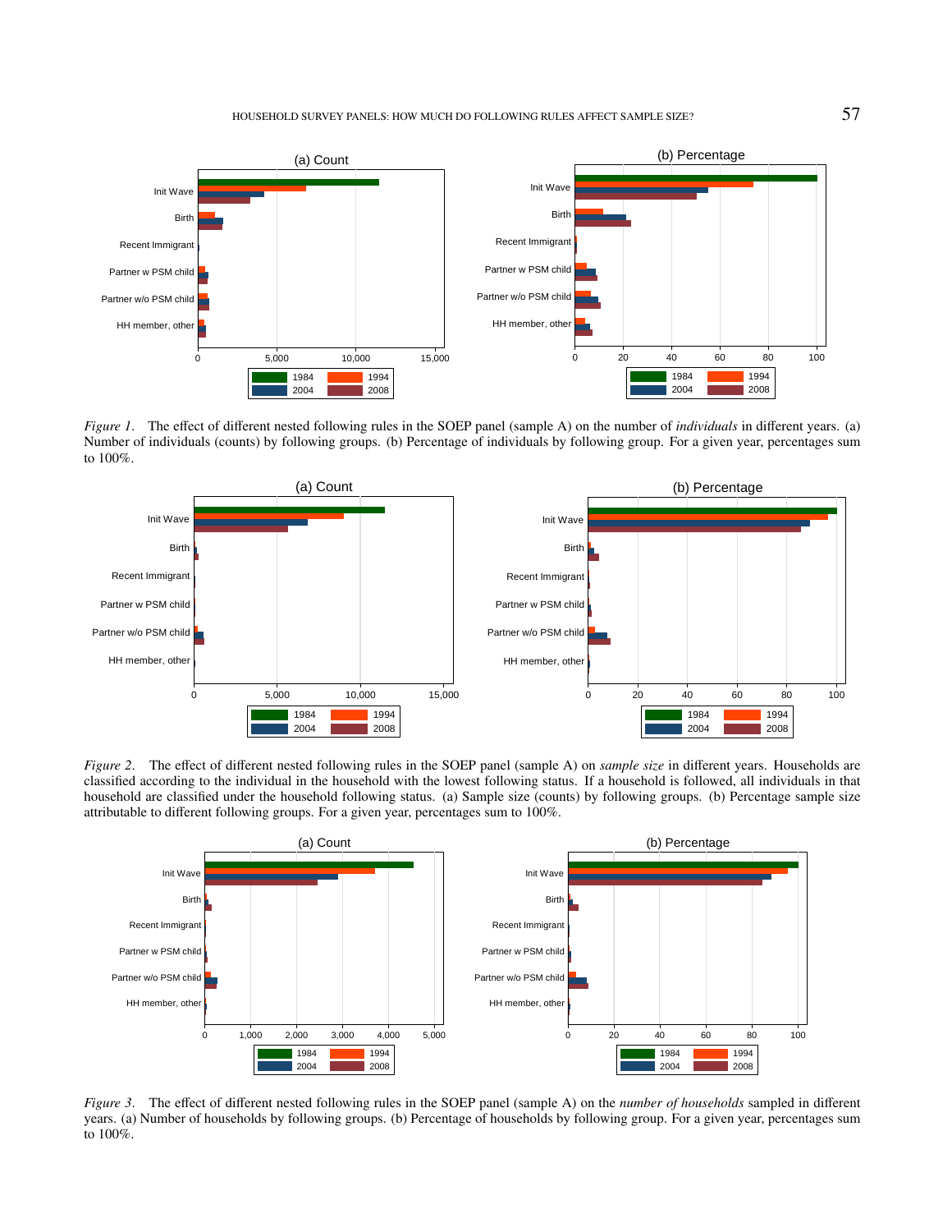(a) Count

Init Wave
Birth
Recent Immigrant
Partner w PSM child
Partner w/o PSM child
HH member, other

0 5,000 10,000 15,000

1984 1994 2004 2008

(b) Percentage

Init Wave
Birth
Recent Immigrant
Partner w PSM child
Partner w/o PSM child
HH member, other

0 20 40 60 80 100

1984 1994 2004 2008

*Figure 1*. The effect of different nested following rules in the SOEP panel (sample A) on the number of *individuals* in different years. (a) Number of individuals (counts) by following groups. (b) Percentage of individuals by following group. For a given year, percentages sum to 100%.

(a) Count

Init Wave
Birth
Recent Immigrant
Partner w PSM child
Partner w/o PSM child
HH member, other

0 5,000 10,000 15,000

1984 1994 2004 2008

(b) Percentage

Init Wave
Birth
Recent Immigrant
Partner w PSM child
Partner w/o PSM child
HH member, other

0 20 40 60 80 100

1984 1994 2004 2008

*Figure 2*. The effect of different nested following rules in the SOEP panel (sample A) on *sample size* in different years. Households are classified according to the individual in the household with the lowest following status. If a household is followed, all individuals in that household are classified under the household following status. (a) Sample size (counts) by following groups. (b) Percentage sample size attributable to different following groups. For a given year, percentages sum to 100%.

(a) Count

Init Wave
Birth
Recent Immigrant
Partner w PSM child
Partner w/o PSM child
HH member, other

0 1,000 2,000 3,000 4,000 5,000

1984 1994 2004 2008

(b) Percentage

Init Wave
Birth
Recent Immigrant
Partner w PSM child
Partner w/o PSM child
HH member, other

0 20 40 60 80 100

1984 1994 2004 2008

*Figure 3*. The effect of different nested following rules in the SOEP panel (sample A) on the *number of households* sampled in different years. (a) Number of households by following groups. (b) Percentage of households by following group. For a given year, percentages sum to 100%.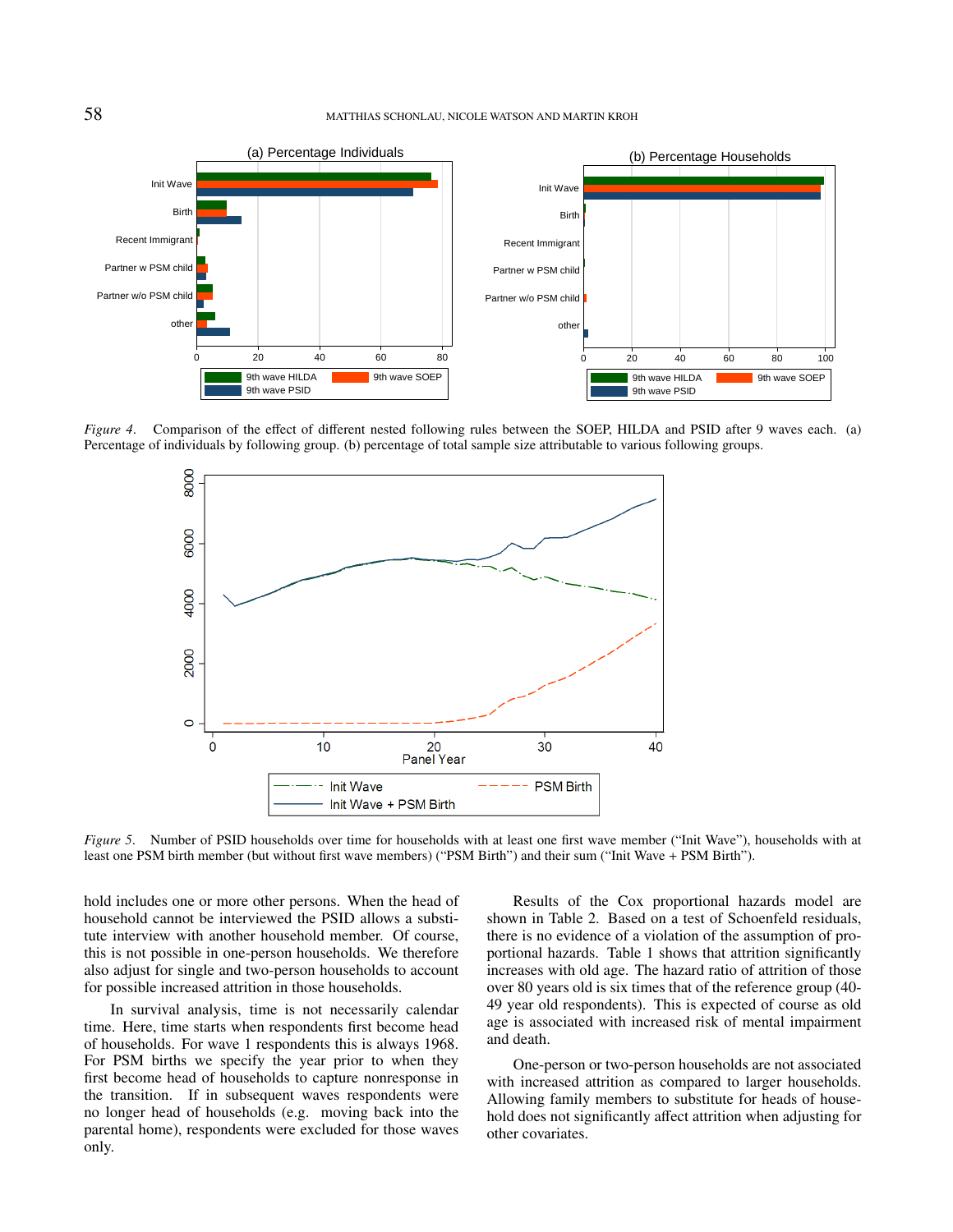(a) Percentage Individuals

Init Wave
Birth
Recent Immigrant
Partner w PSM child
Partner w/o PSM child
other

0 20 40 60 80

9th wave HILDA 9th wave SOEP
9th wave PSID

(b) Percentage Households

Init Wave
Birth
Recent Immigrant
Partner w PSM child
Partner w/o PSM child
other

0 20 40 60 80 100

9th wave HILDA 9th wave SOEP
9th wave PSID

*Figure 4*. Comparison of the effect of different nested following rules between the SOEP, HILDA and PSID after 9 waves each. (a) Percentage of individuals by following group. (b) percentage of total sample size attributable to various following groups.

0 2000 4000 6000 8000

0 10 20 30 40
Panel Year

Init Wave
PSM Birth
Init Wave + PSM Birth

*Figure 5*. Number of PSID households over time for households with at least one first wave member ("Init Wave"), households with at least one PSM birth member (but without first wave members) ("PSM Birth") and their sum ("Init Wave + PSM Birth").

hold includes one or more other persons. When the head of household cannot be interviewed the PSID allows a substitute interview with another household member. Of course, this is not possible in one-person households. We therefore also adjust for single and two-person households to account for possible increased attrition in those households.

In survival analysis, time is not necessarily calendar time. Here, time starts when respondents first become head of households. For wave 1 respondents this is always 1968. For PSM births we specify the year prior to when they first become head of households to capture nonresponse in the transition. If in subsequent waves respondents were no longer head of households (e.g. moving back into the parental home), respondents were excluded for those waves only.

Results of the Cox proportional hazards model are shown in Table 2. Based on a test of Schoenfeld residuals, there is no evidence of a violation of the assumption of proportional hazards. Table 1 shows that attrition significantly increases with old age. The hazard ratio of attrition of those over 80 years old is six times that of the reference group (40-49 year old respondents). This is expected of course as old age is associated with increased risk of mental impairment and death.

One-person or two-person households are not associated with increased attrition as compared to larger households. Allowing family members to substitute for heads of household does not significantly affect attrition when adjusting for other covariates.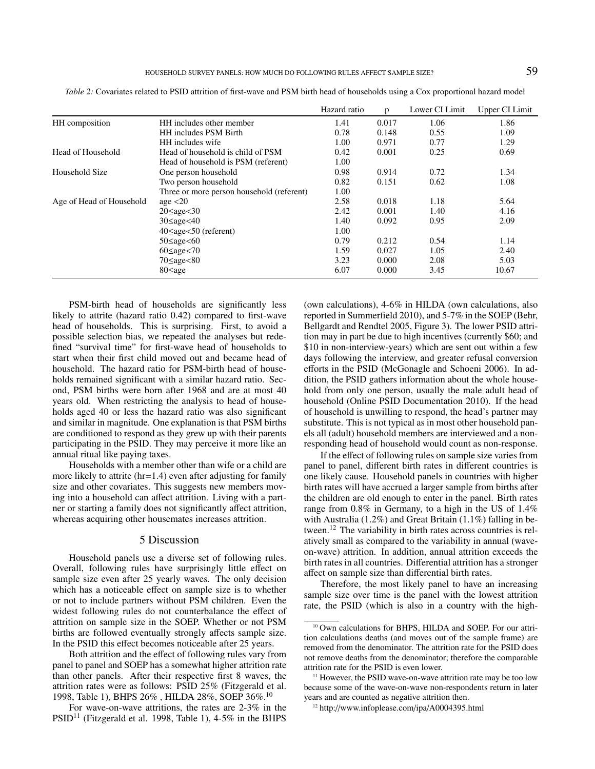*Table 2:* Covariates related to PSID attrition of first-wave and PSM birth head of households using a Cox proportional hazard model

| | | Hazard ratio | p | Lower CI Limit | Upper CI Limit |
|---|---|---|---|---|---|
| HH composition | HH includes other member | 1.41 | 0.017 | 1.06 | 1.86 |
| | HH includes PSM Birth | 0.78 | 0.148 | 0.55 | 1.09 |
| | HH includes wife | 1.00 | 0.971 | 0.77 | 1.29 |
| Head of Household | Head of household is child of PSM | 0.42 | 0.001 | 0.25 | 0.69 |
| | Head of household is PSM (referent) | 1.00 | | | |
| Household Size | One person household | 0.98 | 0.914 | 0.72 | 1.34 |
| | Two person household | 0.82 | 0.151 | 0.62 | 1.08 |
| | Three or more person household (referent) | 1.00 | | | |
| Age of Head of Household | age <20 | 2.58 | 0.018 | 1.18 | 5.64 |
| | 20≤age<30 | 2.42 | 0.001 | 1.40 | 4.16 |
| | 30≤age<40 | 1.40 | 0.092 | 0.95 | 2.09 |
| | 40≤age<50 (referent) | 1.00 | | | |
| | 50≤age<60 | 0.79 | 0.212 | 0.54 | 1.14 |
| | 60≤age<70 | 1.59 | 0.027 | 1.05 | 2.40 |
| | 70≤age<80 | 3.23 | 0.000 | 2.08 | 5.03 |
| | 80≤age | 6.07 | 0.000 | 3.45 | 10.67 |

PSM-birth head of households are significantly less likely to attrite (hazard ratio 0.42) compared to first-wave head of households. This is surprising. First, to avoid a possible selection bias, we repeated the analyses but redefined "survival time" for first-wave head of households to start when their first child moved out and became head of household. The hazard ratio for PSM-birth head of households remained significant with a similar hazard ratio. Second, PSM births were born after 1968 and are at most 40 years old. When restricting the analysis to head of households aged 40 or less the hazard ratio was also significant and similar in magnitude. One explanation is that PSM births are conditioned to respond as they grew up with their parents participating in the PSID. They may perceive it more like an annual ritual like paying taxes.

Households with a member other than wife or a child are more likely to attrite (hr=1.4) even after adjusting for family size and other covariates. This suggests new members moving into a household can affect attrition. Living with a partner or starting a family does not significantly affect attrition, whereas acquiring other housemates increases attrition.

## 5 Discussion

Household panels use a diverse set of following rules. Overall, following rules have surprisingly little effect on sample size even after 25 yearly waves. The only decision which has a noticeable effect on sample size is to whether or not to include partners without PSM children. Even the widest following rules do not counterbalance the effect of attrition on sample size in the SOEP. Whether or not PSM births are followed eventually strongly affects sample size. In the PSID this effect becomes noticeable after 25 years.

Both attrition and the effect of following rules vary from panel to panel and SOEP has a somewhat higher attrition rate than other panels. After their respective first 8 waves, the attrition rates were as follows: PSID 25% (Fitzgerald et al. 1998, Table 1), BHPS 26% , HILDA 28%, SOEP 36%.[10]

For wave-on-wave attritions, the rates are 2-3% in the PSID[11] (Fitzgerald et al. 1998, Table 1), 4-5% in the BHPS (own calculations), 4-6% in HILDA (own calculations, also reported in Summerfield 2010), and 5-7% in the SOEP (Behr, Bellgardt and Rendtel 2005, Figure 3). The lower PSID attrition may in part be due to high incentives (currently $60; and $10 in non-interview-years) which are sent out within a few days following the interview, and greater refusal conversion efforts in the PSID (McGonagle and Schoeni 2006). In addition, the PSID gathers information about the whole household from only one person, usually the male adult head of household (Online PSID Documentation 2010). If the head of household is unwilling to respond, the head's partner may substitute. This is not typical as in most other household panels all (adult) household members are interviewed and a nonresponding head of household would count as non-response.

If the effect of following rules on sample size varies from panel to panel, different birth rates in different countries is one likely cause. Household panels in countries with higher birth rates will have accrued a larger sample from births after the children are old enough to enter in the panel. Birth rates range from 0.8% in Germany, to a high in the US of 1.4% with Australia (1.2%) and Great Britain (1.1%) falling in between.[12] The variability in birth rates across countries is relatively small as compared to the variability in annual (wave-on-wave) attrition. In addition, annual attrition exceeds the birth rates in all countries. Differential attrition has a stronger affect on sample size than differential birth rates.

Therefore, the most likely panel to have an increasing sample size over time is the panel with the lowest attrition rate, the PSID (which is also in a country with the high-

[10] Own calculations for BHPS, HILDA and SOEP. For our attrition calculations deaths (and moves out of the sample frame) are removed from the denominator. The attrition rate for the PSID does not remove deaths from the denominator; therefore the comparable attrition rate for the PSID is even lower.

[11] However, the PSID wave-on-wave attrition rate may be too low because some of the wave-on-wave non-respondents return in later years and are counted as negative attrition then.

[12] http://www.infoplease.com/ipa/A0004395.html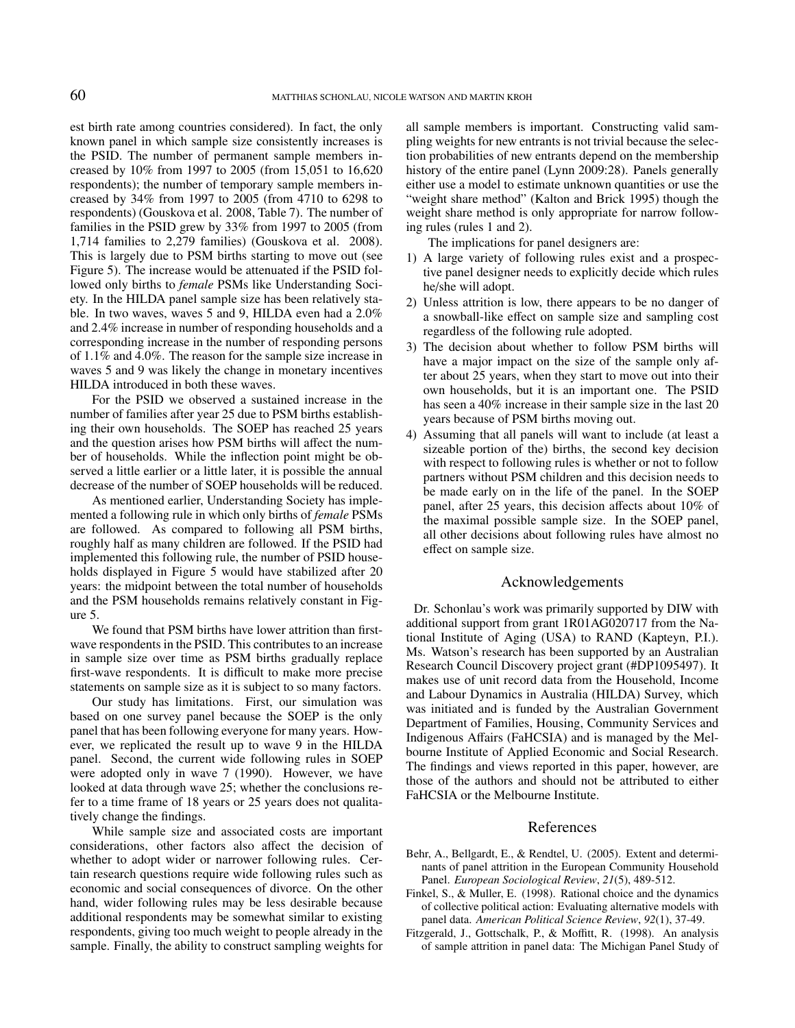est birth rate among countries considered). In fact, the only known panel in which sample size consistently increases is the PSID. The number of permanent sample members increased by 10% from 1997 to 2005 (from 15,051 to 16,620 respondents); the number of temporary sample members increased by 34% from 1997 to 2005 (from 4710 to 6298 to respondents) (Gouskova et al. 2008, Table 7). The number of families in the PSID grew by 33% from 1997 to 2005 (from 1,714 families to 2,279 families) (Gouskova et al. 2008). This is largely due to PSM births starting to move out (see Figure 5). The increase would be attenuated if the PSID followed only births to *female* PSMs like Understanding Society. In the HILDA panel sample size has been relatively stable. In two waves, waves 5 and 9, HILDA even had a 2.0% and 2.4% increase in number of responding households and a corresponding increase in the number of responding persons of 1.1% and 4.0%. The reason for the sample size increase in waves 5 and 9 was likely the change in monetary incentives HILDA introduced in both these waves.

For the PSID we observed a sustained increase in the number of families after year 25 due to PSM births establishing their own households. The SOEP has reached 25 years and the question arises how PSM births will affect the number of households. While the inflection point might be observed a little earlier or a little later, it is possible the annual decrease of the number of SOEP households will be reduced.

As mentioned earlier, Understanding Society has implemented a following rule in which only births of *female* PSMs are followed. As compared to following all PSM births, roughly half as many children are followed. If the PSID had implemented this following rule, the number of PSID households displayed in Figure 5 would have stabilized after 20 years: the midpoint between the total number of households and the PSM households remains relatively constant in Figure 5.

We found that PSM births have lower attrition than first-wave respondents in the PSID. This contributes to an increase in sample size over time as PSM births gradually replace first-wave respondents. It is difficult to make more precise statements on sample size as it is subject to so many factors.

Our study has limitations. First, our simulation was based on one survey panel because the SOEP is the only panel that has been following everyone for many years. However, we replicated the result up to wave 9 in the HILDA panel. Second, the current wide following rules in SOEP were adopted only in wave 7 (1990). However, we have looked at data through wave 25; whether the conclusions refer to a time frame of 18 years or 25 years does not qualitatively change the findings.

While sample size and associated costs are important considerations, other factors also affect the decision of whether to adopt wider or narrower following rules. Certain research questions require wide following rules such as economic and social consequences of divorce. On the other hand, wider following rules may be less desirable because additional respondents may be somewhat similar to existing respondents, giving too much weight to people already in the sample. Finally, the ability to construct sampling weights for all sample members is important. Constructing valid sampling weights for new entrants is not trivial because the selection probabilities of new entrants depend on the membership history of the entire panel (Lynn 2009:28). Panels generally either use a model to estimate unknown quantities or use the "weight share method" (Kalton and Brick 1995) though the weight share method is only appropriate for narrow following rules (rules 1 and 2).

The implications for panel designers are:

1) A large variety of following rules exist and a prospective panel designer needs to explicitly decide which rules he/she will adopt.
2) Unless attrition is low, there appears to be no danger of a snowball-like effect on sample size and sampling cost regardless of the following rule adopted.
3) The decision about whether to follow PSM births will have a major impact on the size of the sample only after about 25 years, when they start to move out into their own households, but it is an important one. The PSID has seen a 40% increase in their sample size in the last 20 years because of PSM births moving out.
4) Assuming that all panels will want to include (at least a sizeable portion of the) births, the second key decision with respect to following rules is whether or not to follow partners without PSM children and this decision needs to be made early on in the life of the panel. In the SOEP panel, after 25 years, this decision affects about 10% of the maximal possible sample size. In the SOEP panel, all other decisions about following rules have almost no effect on sample size.

## Acknowledgements

Dr. Schonlau's work was primarily supported by DIW with additional support from grant 1R01AG020717 from the National Institute of Aging (USA) to RAND (Kapteyn, P.I.). Ms. Watson's research has been supported by an Australian Research Council Discovery project grant (#DP1095497). It makes use of unit record data from the Household, Income and Labour Dynamics in Australia (HILDA) Survey, which was initiated and is funded by the Australian Government Department of Families, Housing, Community Services and Indigenous Affairs (FaHCSIA) and is managed by the Melbourne Institute of Applied Economic and Social Research. The findings and views reported in this paper, however, are those of the authors and should not be attributed to either FaHCSIA or the Melbourne Institute.

## References

Behr, A., Bellgardt, E., & Rendtel, U. (2005). Extent and determinants of panel attrition in the European Community Household Panel. *European Sociological Review*, *21*(5), 489-512.

Finkel, S., & Muller, E. (1998). Rational choice and the dynamics of collective political action: Evaluating alternative models with panel data. *American Political Science Review*, *92*(1), 37-49.

Fitzgerald, J., Gottschalk, P., & Moffitt, R. (1998). An analysis of sample attrition in panel data: The Michigan Panel Study of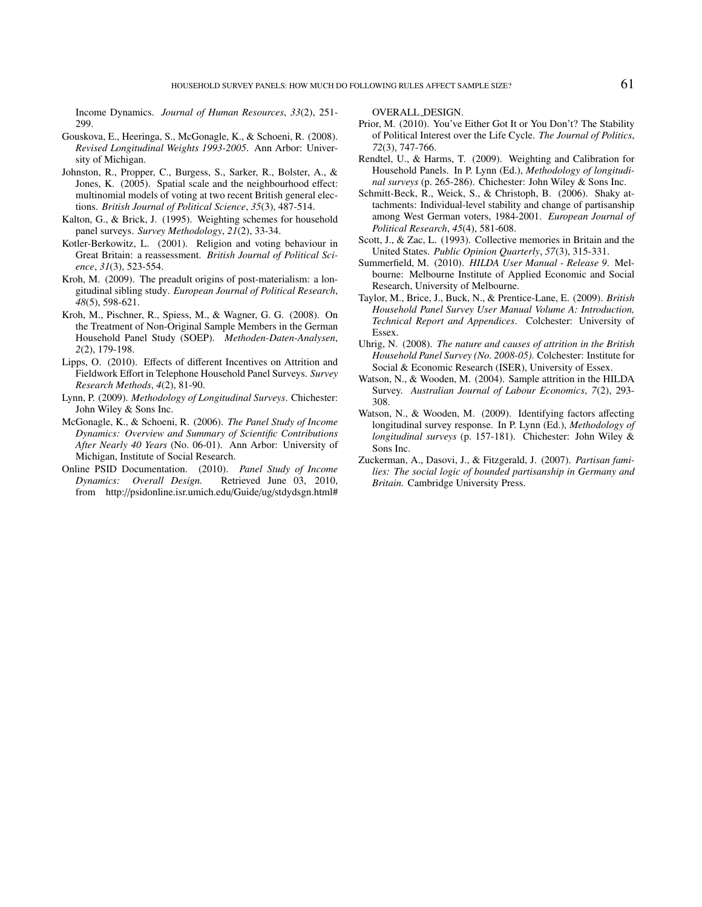Income Dynamics. *Journal of Human Resources*, *33*(2), 251-299.

Gouskova, E., Heeringa, S., McGonagle, K., & Schoeni, R. (2008). *Revised Longitudinal Weights 1993-2005*. Ann Arbor: University of Michigan.

Johnston, R., Propper, C., Burgess, S., Sarker, R., Bolster, A., & Jones, K. (2005). Spatial scale and the neighbourhood effect: multinomial models of voting at two recent British general elections. *British Journal of Political Science*, *35*(3), 487-514.

Kalton, G., & Brick, J. (1995). Weighting schemes for household panel surveys. *Survey Methodology*, *21*(2), 33-34.

Kotler-Berkowitz, L. (2001). Religion and voting behaviour in Great Britain: a reassessment. *British Journal of Political Science*, *31*(3), 523-554.

Kroh, M. (2009). The preadult origins of post-materialism: a longitudinal sibling study. *European Journal of Political Research*, *48*(5), 598-621.

Kroh, M., Pischner, R., Spiess, M., & Wagner, G. G. (2008). On the Treatment of Non-Original Sample Members in the German Household Panel Study (SOEP). *Methoden-Daten-Analysen*, *2*(2), 179-198.

Lipps, O. (2010). Effects of different Incentives on Attrition and Fieldwork Effort in Telephone Household Panel Surveys. *Survey Research Methods*, *4*(2), 81-90.

Lynn, P. (2009). *Methodology of Longitudinal Surveys*. Chichester: John Wiley & Sons Inc.

McGonagle, K., & Schoeni, R. (2006). *The Panel Study of Income Dynamics: Overview and Summary of Scientific Contributions After Nearly 40 Years* (No. 06-01). Ann Arbor: University of Michigan, Institute of Social Research.

Online PSID Documentation. (2010). *Panel Study of Income Dynamics: Overall Design.* Retrieved June 03, 2010, from http://psidonline.isr.umich.edu/Guide/ug/stdydsgn.html#OVERALL_DESIGN.

Prior, M. (2010). You've Either Got It or You Don't? The Stability of Political Interest over the Life Cycle. *The Journal of Politics*, *72*(3), 747-766.

Rendtel, U., & Harms, T. (2009). Weighting and Calibration for Household Panels. In P. Lynn (Ed.), *Methodology of longitudinal surveys* (p. 265-286). Chichester: John Wiley & Sons Inc.

Schmitt-Beck, R., Weick, S., & Christoph, B. (2006). Shaky attachments: Individual-level stability and change of partisanship among West German voters, 1984-2001. *European Journal of Political Research*, *45*(4), 581-608.

Scott, J., & Zac, L. (1993). Collective memories in Britain and the United States. *Public Opinion Quarterly*, *57*(3), 315-331.

Summerfield, M. (2010). *HILDA User Manual - Release 9*. Melbourne: Melbourne Institute of Applied Economic and Social Research, University of Melbourne.

Taylor, M., Brice, J., Buck, N., & Prentice-Lane, E. (2009). *British Household Panel Survey User Manual Volume A: Introduction, Technical Report and Appendices*. Colchester: University of Essex.

Uhrig, N. (2008). *The nature and causes of attrition in the British Household Panel Survey (No. 2008-05)*. Colchester: Institute for Social & Economic Research (ISER), University of Essex.

Watson, N., & Wooden, M. (2004). Sample attrition in the HILDA Survey. *Australian Journal of Labour Economics*, *7*(2), 293-308.

Watson, N., & Wooden, M. (2009). Identifying factors affecting longitudinal survey response. In P. Lynn (Ed.), *Methodology of longitudinal surveys* (p. 157-181). Chichester: John Wiley & Sons Inc.

Zuckerman, A., Dasovi, J., & Fitzgerald, J. (2007). *Partisan families: The social logic of bounded partisanship in Germany and Britain.* Cambridge University Press.